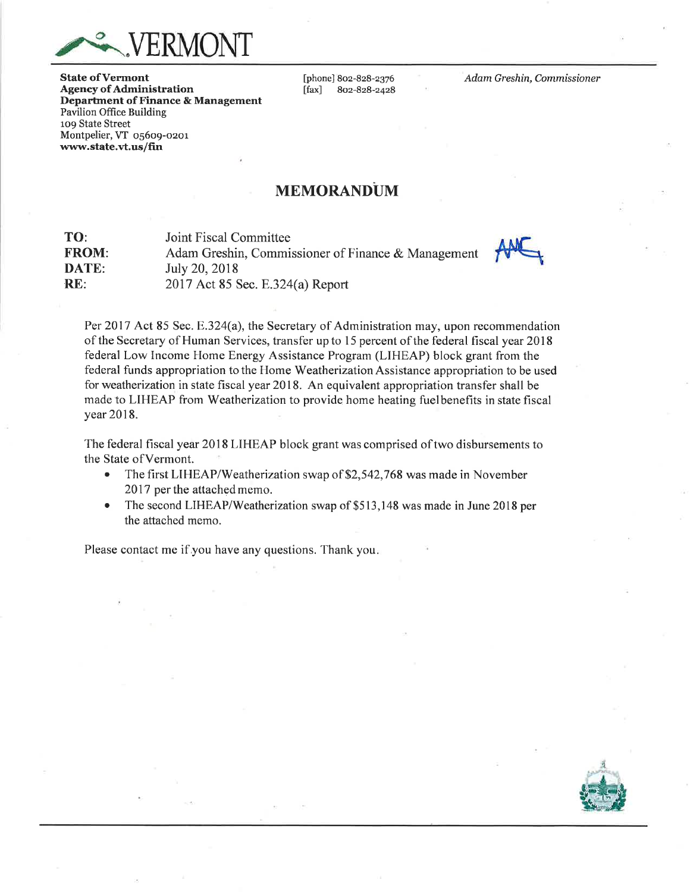VERMONT

**State of Vermont**
**Agency of Administration**
**Department of Finance & Management**
Pavilion Office Building
109 State Street
Montpelier, VT 05609-0201
**www.state.vt.us/fin**

[phone] 802-828-2376
[fax] 802-828-2428

*Adam Greshin, Commissioner*

# MEMORANDUM

**TO:** Joint Fiscal Committee
**FROM:** Adam Greshin, Commissioner of Finance & Management
**DATE:** July 20, 2018
**RE:** 2017 Act 85 Sec. E.324(a) Report

Per 2017 Act 85 Sec. E.324(a), the Secretary of Administration may, upon recommendation of the Secretary of Human Services, transfer up to 15 percent of the federal fiscal year 2018 federal Low Income Home Energy Assistance Program (LIHEAP) block grant from the federal funds appropriation to the Home Weatherization Assistance appropriation to be used for weatherization in state fiscal year 2018. An equivalent appropriation transfer shall be made to LIHEAP from Weatherization to provide home heating fuel benefits in state fiscal year 2018.

The federal fiscal year 2018 LIHEAP block grant was comprised of two disbursements to the State of Vermont.

- The first LIHEAP/Weatherization swap of $2,542,768 was made in November 2017 per the attached memo.
- The second LIHEAP/Weatherization swap of $513,148 was made in June 2018 per the attached memo.

Please contact me if you have any questions. Thank you.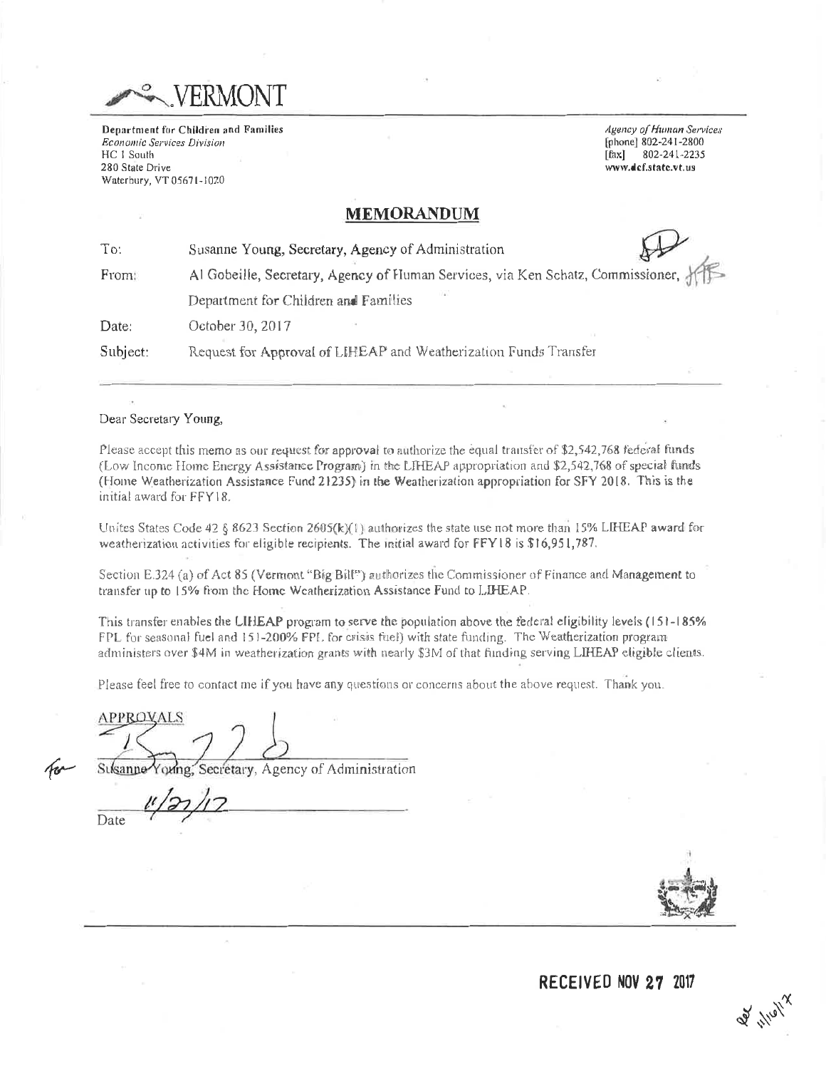VERMONT

**Department for Children and Families**
*Economic Services Division*
HC 1 South
280 State Drive
Waterbury, VT 05671-1020

*Agency of Human Services*
[phone] 802-241-2800
[fax] 802-241-2235
www.dcf.state.vt.us

## MEMORANDUM

| | |
|---|---|
| To: | Susanne Young, Secretary, Agency of Administration |
| From: | Al Gobeille, Secretary, Agency of Human Services, via Ken Schatz, Commissioner, Department for Children and Families |
| Date: | October 30, 2017 |
| Subject: | Request for Approval of LIHEAP and Weatherization Funds Transfer |

Dear Secretary Young,

Please accept this memo as our request for approval to authorize the equal transfer of $2,542,768 federal funds (Low Income Home Energy Assistance Program) in the LIHEAP appropriation and $2,542,768 of special funds (Home Weatherization Assistance Fund 21235) in the Weatherization appropriation for SFY 2018. This is the initial award for FFY18.

Unites States Code 42 § 8623 Section 2605(k)(1) authorizes the state use not more than 15% LIHEAP award for weatherization activities for eligible recipients. The initial award for FFY18 is $16,951,787.

Section E.324 (a) of Act 85 (Vermont "Big Bill") authorizes the Commissioner of Finance and Management to transfer up to 15% from the Home Weatherization Assistance Fund to LIHEAP.

This transfer enables the LIHEAP program to serve the population above the federal eligibility levels (151-185% FPL for seasonal fuel and 151-200% FPL for crisis fuel) with state funding. The Weatherization program administers over $4M in weatherization grants with nearly $3M of that funding serving LIHEAP eligible clients.

Please feel free to contact me if you have any questions or concerns about the above request. Thank you.

APPROVALS

for Susanne Young, Secretary, Agency of Administration

11/21/17
Date

**RECEIVED NOV 27 2017**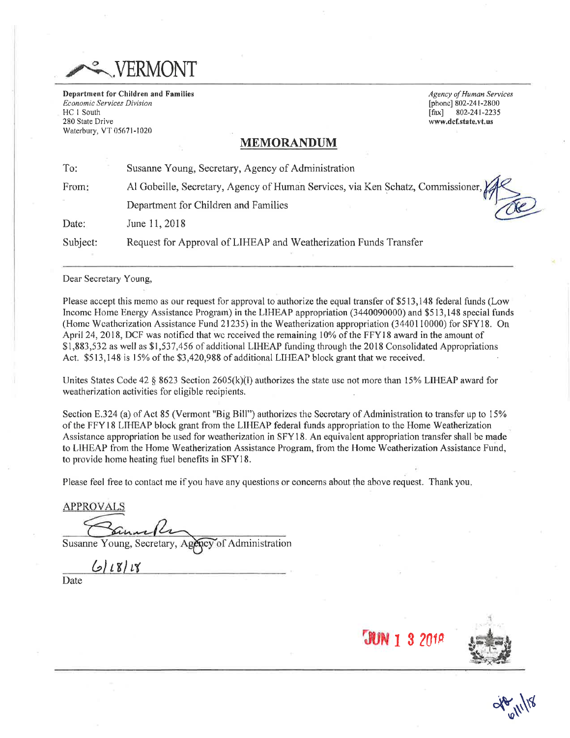# VERMONT

**Department for Children and Families**
*Economic Services Division*
HC 1 South
280 State Drive
Waterbury, VT 05671-1020

*Agency of Human Services*
[phone] 802-241-2800
[fax] 802-241-2235
**www.dcf.state.vt.us**

## MEMORANDUM

| | |
|---|---|
| To: | Susanne Young, Secretary, Agency of Administration |
| From: | Al Gobeille, Secretary, Agency of Human Services, via Ken Schatz, Commissioner, Department for Children and Families |
| Date: | June 11, 2018 |
| Subject: | Request for Approval of LIHEAP and Weatherization Funds Transfer |

Dear Secretary Young,

Please accept this memo as our request for approval to authorize the equal transfer of $513,148 federal funds (Low Income Home Energy Assistance Program) in the LIHEAP appropriation (3440090000) and $513,148 special funds (Home Weatherization Assistance Fund 21235) in the Weatherization appropriation (3440110000) for SFY18. On April 24, 2018, DCF was notified that we received the remaining 10% of the FFY18 award in the amount of $1,883,532 as well as $1,537,456 of additional LIHEAP funding through the 2018 Consolidated Appropriations Act. $513,148 is 15% of the $3,420,988 of additional LIHEAP block grant that we received.

Unites States Code 42 § 8623 Section 2605(k)(l) authorizes the state use not more than 15% LIHEAP award for weatherization activities for eligible recipients.

Section E.324 (a) of Act 85 (Vermont "Big Bill") authorizes the Secretary of Administration to transfer up to 15% of the FFY18 LIHEAP block grant from the LIHEAP federal funds appropriation to the Home Weatherization Assistance appropriation be used for weatherization in SFY18. An equivalent appropriation transfer shall be made to LIHEAP from the Home Weatherization Assistance Program, from the Home Weatherization Assistance Fund, to provide home heating fuel benefits in SFY18.

Please feel free to contact me if you have any questions or concerns about the above request. Thank you.

APPROVALS

Susanne Young, Secretary, Agency of Administration

6/18/18
Date

JUN 13 2018